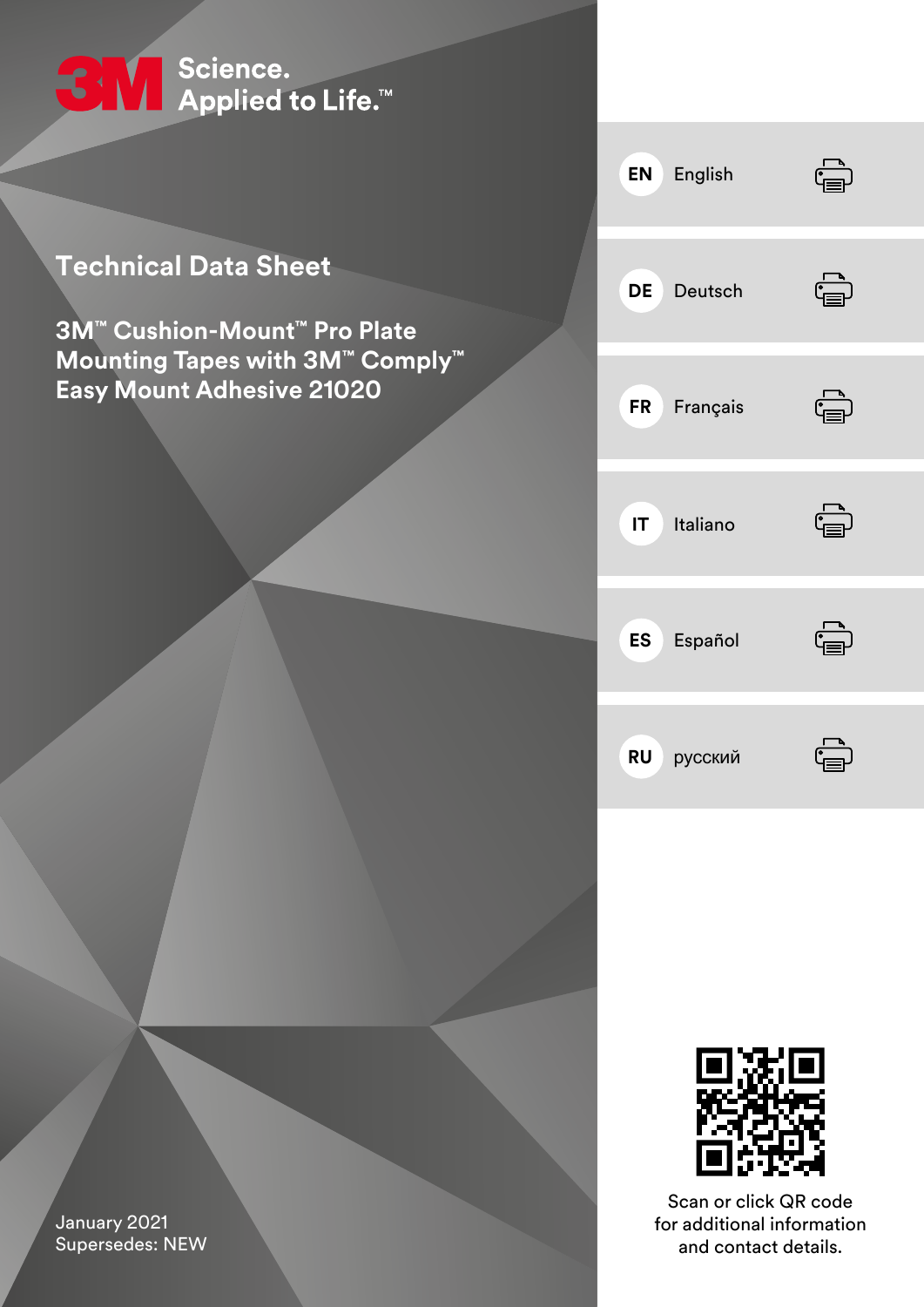3M Science. Applied to Life.™

# Technical Data Sheet

## 3M™ Cushion-Mount™ Pro Plate Mounting Tapes with 3M™ Comply™ Easy Mount Adhesive 21020

- **EN** English
- **DE** Deutsch
- **FR** Français
- **IT** Italiano
- **ES** Español
- **RU** русский

Scan or click QR code for additional information and contact details.

January 2021
Supersedes: NEW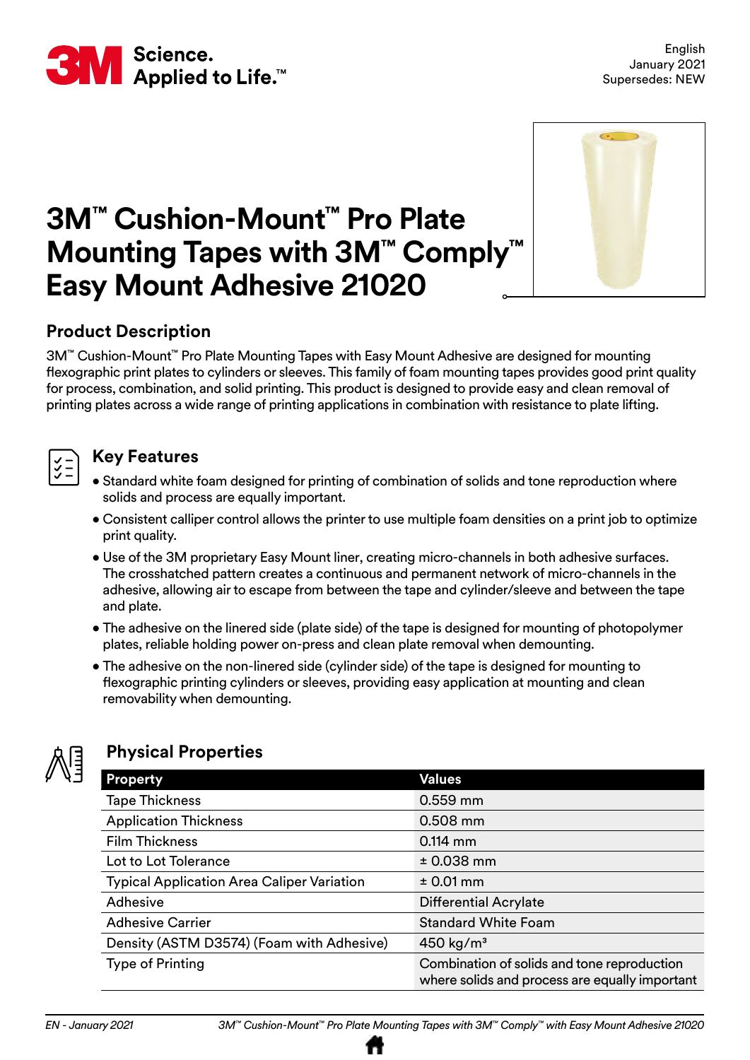English
January 2021
Supersedes: NEW

# 3M™ Cushion-Mount™ Pro Plate Mounting Tapes with 3M™ Comply™ Easy Mount Adhesive 21020

## Product Description

3M™ Cushion-Mount™ Pro Plate Mounting Tapes with Easy Mount Adhesive are designed for mounting flexographic print plates to cylinders or sleeves. This family of foam mounting tapes provides good print quality for process, combination, and solid printing. This product is designed to provide easy and clean removal of printing plates across a wide range of printing applications in combination with resistance to plate lifting.

## Key Features

- Standard white foam designed for printing of combination of solids and tone reproduction where solids and process are equally important.
- Consistent calliper control allows the printer to use multiple foam densities on a print job to optimize print quality.
- Use of the 3M proprietary Easy Mount liner, creating micro-channels in both adhesive surfaces. The crosshatched pattern creates a continuous and permanent network of micro-channels in the adhesive, allowing air to escape from between the tape and cylinder/sleeve and between the tape and plate.
- The adhesive on the linered side (plate side) of the tape is designed for mounting of photopolymer plates, reliable holding power on-press and clean plate removal when demounting.
- The adhesive on the non-linered side (cylinder side) of the tape is designed for mounting to flexographic printing cylinders or sleeves, providing easy application at mounting and clean removability when demounting.

## Physical Properties

| Property | Values |
|---|---|
| Tape Thickness | 0.559 mm |
| Application Thickness | 0.508 mm |
| Film Thickness | 0.114 mm |
| Lot to Lot Tolerance | ± 0.038 mm |
| Typical Application Area Caliper Variation | ± 0.01 mm |
| Adhesive | Differential Acrylate |
| Adhesive Carrier | Standard White Foam |
| Density (ASTM D3574) (Foam with Adhesive) | 450 kg/m³ |
| Type of Printing | Combination of solids and tone reproduction where solids and process are equally important |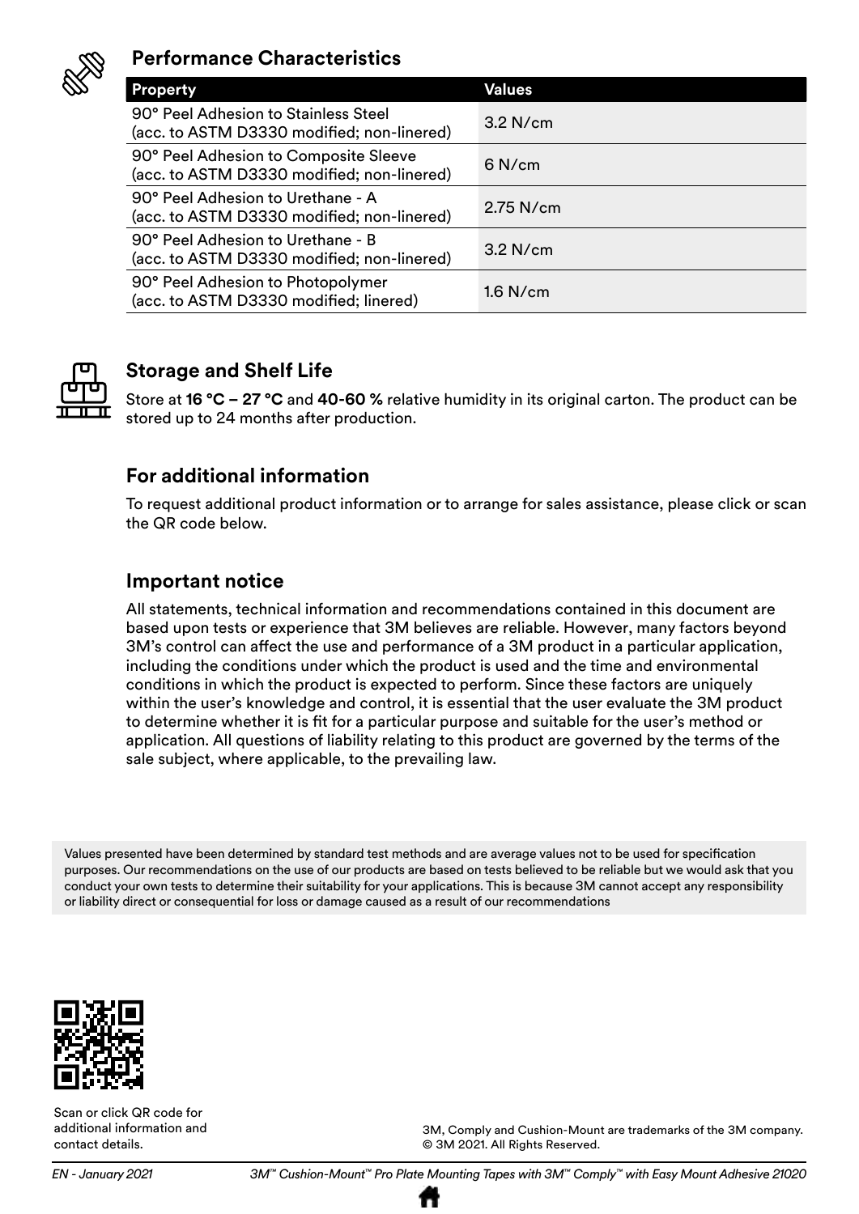## Performance Characteristics

| Property | Values |
|---|---|
| 90° Peel Adhesion to Stainless Steel (acc. to ASTM D3330 modified; non-linered) | 3.2 N/cm |
| 90° Peel Adhesion to Composite Sleeve (acc. to ASTM D3330 modified; non-linered) | 6 N/cm |
| 90° Peel Adhesion to Urethane - A (acc. to ASTM D3330 modified; non-linered) | 2.75 N/cm |
| 90° Peel Adhesion to Urethane - B (acc. to ASTM D3330 modified; non-linered) | 3.2 N/cm |
| 90° Peel Adhesion to Photopolymer (acc. to ASTM D3330 modified; linered) | 1.6 N/cm |

## Storage and Shelf Life

Store at **16 °C – 27 °C** and **40-60 %** relative humidity in its original carton. The product can be stored up to 24 months after production.

## For additional information

To request additional product information or to arrange for sales assistance, please click or scan the QR code below.

## Important notice

All statements, technical information and recommendations contained in this document are based upon tests or experience that 3M believes are reliable. However, many factors beyond 3M's control can affect the use and performance of a 3M product in a particular application, including the conditions under which the product is used and the time and environmental conditions in which the product is expected to perform. Since these factors are uniquely within the user's knowledge and control, it is essential that the user evaluate the 3M product to determine whether it is fit for a particular purpose and suitable for the user's method or application. All questions of liability relating to this product are governed by the terms of the sale subject, where applicable, to the prevailing law.

Values presented have been determined by standard test methods and are average values not to be used for specification purposes. Our recommendations on the use of our products are based on tests believed to be reliable but we would ask that you conduct your own tests to determine their suitability for your applications. This is because 3M cannot accept any responsibility or liability direct or consequential for loss or damage caused as a result of our recommendations

Scan or click QR code for additional information and contact details.

3M, Comply and Cushion-Mount are trademarks of the 3M company.
© 3M 2021. All Rights Reserved.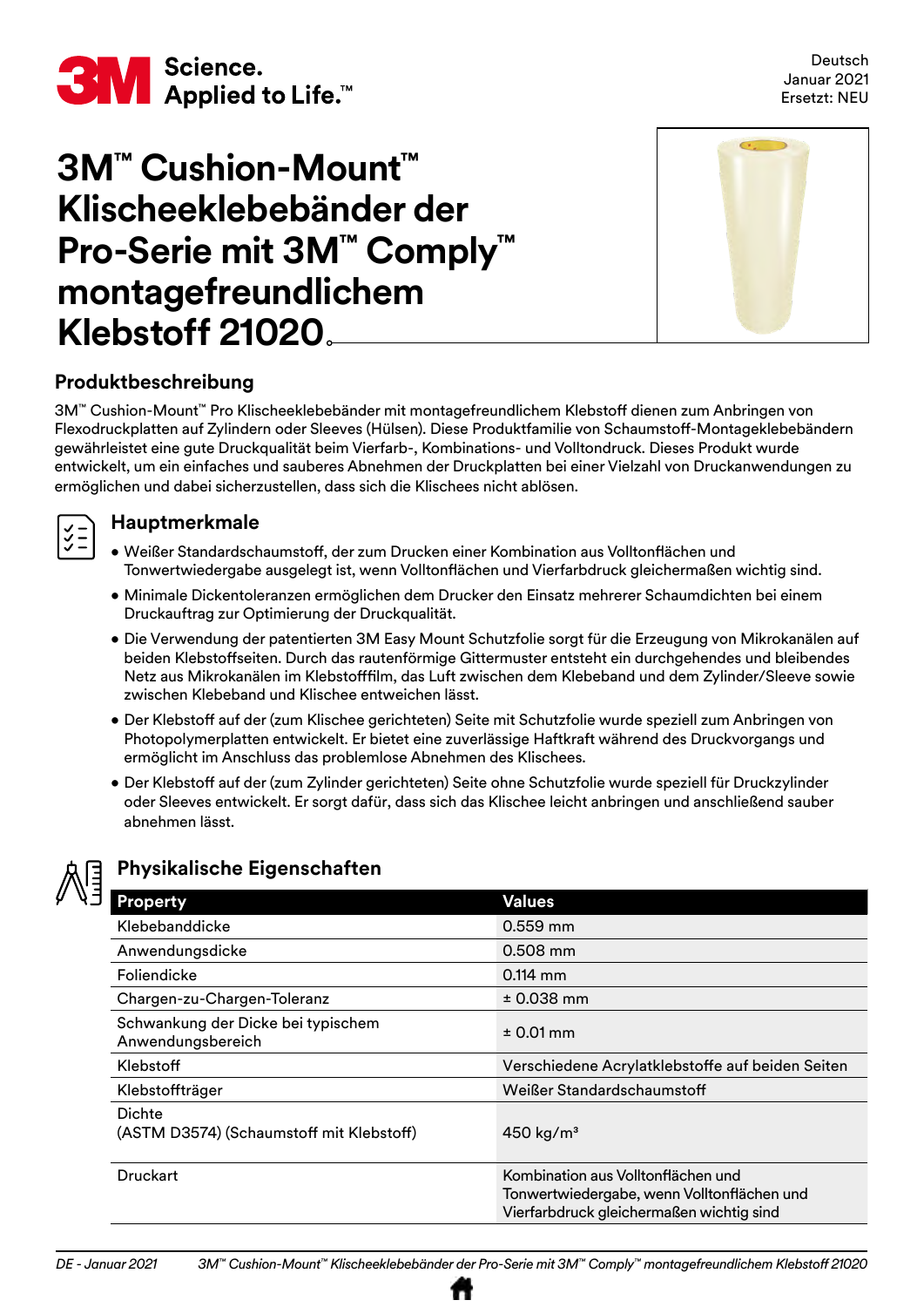Deutsch
Januar 2021
Ersetzt: NEU

# 3M™ Cushion-Mount™ Klischeeklebebänder der Pro-Serie mit 3M™ Comply™ montagefreundlichem Klebstoff 21020

## Produktbeschreibung

3M™ Cushion-Mount™ Pro Klischeeklebebänder mit montagefreundlichem Klebstoff dienen zum Anbringen von Flexodruckplatten auf Zylindern oder Sleeves (Hülsen). Diese Produktfamilie von Schaumstoff-Montageklebebändern gewährleistet eine gute Druckqualität beim Vierfarb-, Kombinations- und Volltondruck. Dieses Produkt wurde entwickelt, um ein einfaches und sauberes Abnehmen der Druckplatten bei einer Vielzahl von Druckanwendungen zu ermöglichen und dabei sicherzustellen, dass sich die Klischees nicht ablösen.

## Hauptmerkmale

- Weißer Standardschaumstoff, der zum Drucken einer Kombination aus Volltonflächen und Tonwertwiedergabe ausgelegt ist, wenn Volltonflächen und Vierfarbdruck gleichermaßen wichtig sind.
- Minimale Dickentoleranzen ermöglichen dem Drucker den Einsatz mehrerer Schaumdichten bei einem Druckauftrag zur Optimierung der Druckqualität.
- Die Verwendung der patentierten 3M Easy Mount Schutzfolie sorgt für die Erzeugung von Mikrokanälen auf beiden Klebstoffseiten. Durch das rautenförmige Gittermuster entsteht ein durchgehendes und bleibendes Netz aus Mikrokanälen im Klebstofffilm, das Luft zwischen dem Klebeband und dem Zylinder/Sleeve sowie zwischen Klebeband und Klischee entweichen lässt.
- Der Klebstoff auf der (zum Klischee gerichteten) Seite mit Schutzfolie wurde speziell zum Anbringen von Photopolymerplatten entwickelt. Er bietet eine zuverlässige Haftkraft während des Druckvorgangs und ermöglicht im Anschluss das problemlose Abnehmen des Klischees.
- Der Klebstoff auf der (zum Zylinder gerichteten) Seite ohne Schutzfolie wurde speziell für Druckzylinder oder Sleeves entwickelt. Er sorgt dafür, dass sich das Klischee leicht anbringen und anschließend sauber abnehmen lässt.

## Physikalische Eigenschaften

| Property | Values |
|---|---|
| Klebebanddicke | 0.559 mm |
| Anwendungsdicke | 0.508 mm |
| Foliendicke | 0.114 mm |
| Chargen-zu-Chargen-Toleranz | ± 0.038 mm |
| Schwankung der Dicke bei typischem Anwendungsbereich | ± 0.01 mm |
| Klebstoff | Verschiedene Acrylatklebstoffe auf beiden Seiten |
| Klebstoffträger | Weißer Standardschaumstoff |
| Dichte (ASTM D3574) (Schaumstoff mit Klebstoff) | 450 kg/m³ |
| Druckart | Kombination aus Volltonflächen und Tonwertwiedergabe, wenn Volltonflächen und Vierfarbdruck gleichermaßen wichtig sind |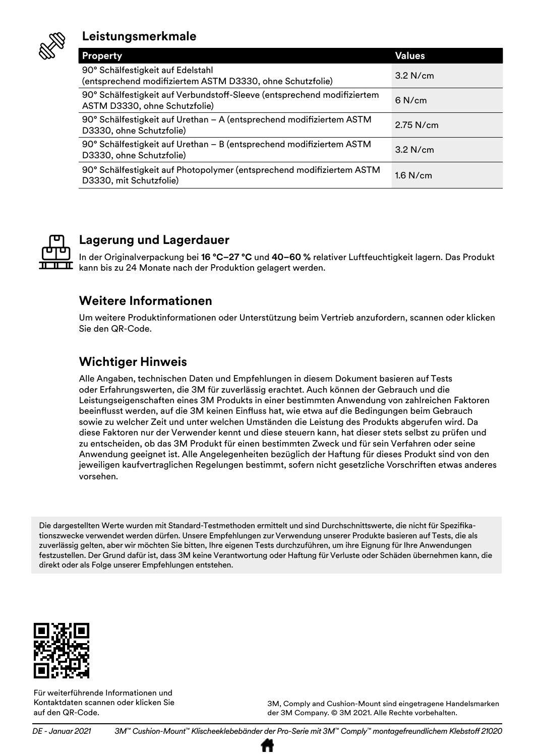## Leistungsmerkmale

| Property | Values |
|---|---|
| 90° Schälfestigkeit auf Edelstahl (entsprechend modifiziertem ASTM D3330, ohne Schutzfolie) | 3.2 N/cm |
| 90° Schälfestigkeit auf Verbundstoff-Sleeve (entsprechend modifiziertem ASTM D3330, ohne Schutzfolie) | 6 N/cm |
| 90° Schälfestigkeit auf Urethan – A (entsprechend modifiziertem ASTM D3330, ohne Schutzfolie) | 2.75 N/cm |
| 90° Schälfestigkeit auf Urethan – B (entsprechend modifiziertem ASTM D3330, ohne Schutzfolie) | 3.2 N/cm |
| 90° Schälfestigkeit auf Photopolymer (entsprechend modifiziertem ASTM D3330, mit Schutzfolie) | 1.6 N/cm |

## Lagerung und Lagerdauer

In der Originalverpackung bei **16 °C–27 °C** und **40–60 %** relativer Luftfeuchtigkeit lagern. Das Produkt kann bis zu 24 Monate nach der Produktion gelagert werden.

## Weitere Informationen

Um weitere Produktinformationen oder Unterstützung beim Vertrieb anzufordern, scannen oder klicken Sie den QR-Code.

## Wichtiger Hinweis

Alle Angaben, technischen Daten und Empfehlungen in diesem Dokument basieren auf Tests oder Erfahrungswerten, die 3M für zuverlässig erachtet. Auch können der Gebrauch und die Leistungseigenschaften eines 3M Produkts in einer bestimmten Anwendung von zahlreichen Faktoren beeinflusst werden, auf die 3M keinen Einfluss hat, wie etwa auf die Bedingungen beim Gebrauch sowie zu welcher Zeit und unter welchen Umständen die Leistung des Produkts abgerufen wird. Da diese Faktoren nur der Verwender kennt und diese steuern kann, hat dieser stets selbst zu prüfen und zu entscheiden, ob das 3M Produkt für einen bestimmten Zweck und für sein Verfahren oder seine Anwendung geeignet ist. Alle Angelegenheiten bezüglich der Haftung für dieses Produkt sind von den jeweiligen kaufvertraglichen Regelungen bestimmt, sofern nicht gesetzliche Vorschriften etwas anderes vorsehen.

Die dargestellten Werte wurden mit Standard-Testmethoden ermittelt und sind Durchschnittswerte, die nicht für Spezifikationszwecke verwendet werden dürfen. Unsere Empfehlungen zur Verwendung unserer Produkte basieren auf Tests, die als zuverlässig gelten, aber wir möchten Sie bitten, Ihre eigenen Tests durchzuführen, um ihre Eignung für Ihre Anwendungen festzustellen. Der Grund dafür ist, dass 3M keine Verantwortung oder Haftung für Verluste oder Schäden übernehmen kann, die direkt oder als Folge unserer Empfehlungen entstehen.

Für weiterführende Informationen und Kontaktdaten scannen oder klicken Sie auf den QR-Code.

3M, Comply and Cushion-Mount sind eingetragene Handelsmarken der 3M Company. © 3M 2021. Alle Rechte vorbehalten.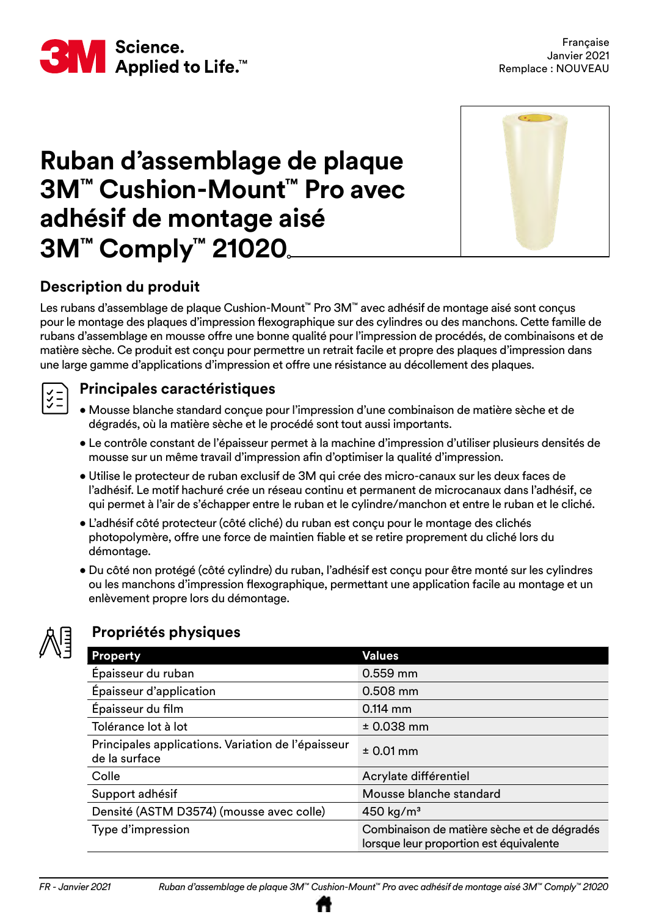# Ruban d'assemblage de plaque 3M™ Cushion-Mount™ Pro avec adhésif de montage aisé 3M™ Comply™ 21020

Française
Janvier 2021
Remplace : NOUVEAU

## Description du produit

Les rubans d'assemblage de plaque Cushion-Mount™ Pro 3M™ avec adhésif de montage aisé sont conçus pour le montage des plaques d'impression flexographique sur des cylindres ou des manchons. Cette famille de rubans d'assemblage en mousse offre une bonne qualité pour l'impression de procédés, de combinaisons et de matière sèche. Ce produit est conçu pour permettre un retrait facile et propre des plaques d'impression dans une large gamme d'applications d'impression et offre une résistance au décollement des plaques.

## Principales caractéristiques

- Mousse blanche standard conçue pour l'impression d'une combinaison de matière sèche et de dégradés, où la matière sèche et le procédé sont tout aussi importants.
- Le contrôle constant de l'épaisseur permet à la machine d'impression d'utiliser plusieurs densités de mousse sur un même travail d'impression afin d'optimiser la qualité d'impression.
- Utilise le protecteur de ruban exclusif de 3M qui crée des micro-canaux sur les deux faces de l'adhésif. Le motif hachuré crée un réseau continu et permanent de microcanaux dans l'adhésif, ce qui permet à l'air de s'échapper entre le ruban et le cylindre/manchon et entre le ruban et le cliché.
- L'adhésif côté protecteur (côté cliché) du ruban est conçu pour le montage des clichés photopolymère, offre une force de maintien fiable et se retire proprement du cliché lors du démontage.
- Du côté non protégé (côté cylindre) du ruban, l'adhésif est conçu pour être monté sur les cylindres ou les manchons d'impression flexographique, permettant une application facile au montage et un enlèvement propre lors du démontage.

## Propriétés physiques

| Property | Values |
|---|---|
| Épaisseur du ruban | 0.559 mm |
| Épaisseur d'application | 0.508 mm |
| Épaisseur du film | 0.114 mm |
| Tolérance lot à lot | ± 0.038 mm |
| Principales applications. Variation de l'épaisseur de la surface | ± 0.01 mm |
| Colle | Acrylate différentiel |
| Support adhésif | Mousse blanche standard |
| Densité (ASTM D3574) (mousse avec colle) | 450 kg/m³ |
| Type d'impression | Combinaison de matière sèche et de dégradés lorsque leur proportion est équivalente |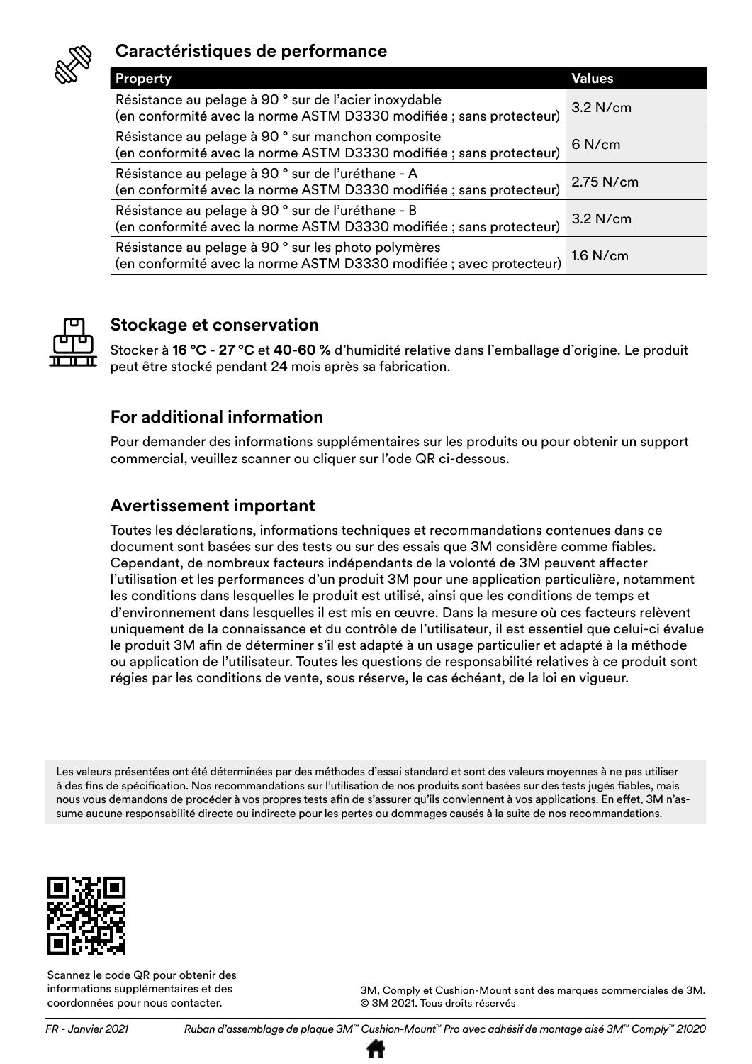## Caractéristiques de performance

| Property | Values |
|---|---|
| Résistance au pelage à 90 ° sur de l'acier inoxydable (en conformité avec la norme ASTM D3330 modifiée ; sans protecteur) | 3.2 N/cm |
| Résistance au pelage à 90 ° sur manchon composite (en conformité avec la norme ASTM D3330 modifiée ; sans protecteur) | 6 N/cm |
| Résistance au pelage à 90 ° sur de l'uréthane - A (en conformité avec la norme ASTM D3330 modifiée ; sans protecteur) | 2.75 N/cm |
| Résistance au pelage à 90 ° sur de l'uréthane - B (en conformité avec la norme ASTM D3330 modifiée ; sans protecteur) | 3.2 N/cm |
| Résistance au pelage à 90 ° sur les photo polymères (en conformité avec la norme ASTM D3330 modifiée ; avec protecteur) | 1.6 N/cm |

## Stockage et conservation

Stocker à **16 °C - 27 °C** et **40-60 %** d'humidité relative dans l'emballage d'origine. Le produit peut être stocké pendant 24 mois après sa fabrication.

## For additional information

Pour demander des informations supplémentaires sur les produits ou pour obtenir un support commercial, veuillez scanner ou cliquer sur l'ode QR ci-dessous.

## Avertissement important

Toutes les déclarations, informations techniques et recommandations contenues dans ce document sont basées sur des tests ou sur des essais que 3M considère comme fiables. Cependant, de nombreux facteurs indépendants de la volonté de 3M peuvent affecter l'utilisation et les performances d'un produit 3M pour une application particulière, notamment les conditions dans lesquelles le produit est utilisé, ainsi que les conditions de temps et d'environnement dans lesquelles il est mis en œuvre. Dans la mesure où ces facteurs relèvent uniquement de la connaissance et du contrôle de l'utilisateur, il est essentiel que celui-ci évalue le produit 3M afin de déterminer s'il est adapté à un usage particulier et adapté à la méthode ou application de l'utilisateur. Toutes les questions de responsabilité relatives à ce produit sont régies par les conditions de vente, sous réserve, le cas échéant, de la loi en vigueur.

Les valeurs présentées ont été déterminées par des méthodes d'essai standard et sont des valeurs moyennes à ne pas utiliser à des fins de spécification. Nos recommandations sur l'utilisation de nos produits sont basées sur des tests jugés fiables, mais nous vous demandons de procéder à vos propres tests afin de s'assurer qu'ils conviennent à vos applications. En effet, 3M n'assume aucune responsabilité directe ou indirecte pour les pertes ou dommages causés à la suite de nos recommandations.

Scannez le code QR pour obtenir des informations supplémentaires et des coordonnées pour nous contacter.

3M, Comply et Cushion-Mount sont des marques commerciales de 3M.
© 3M 2021. Tous droits réservés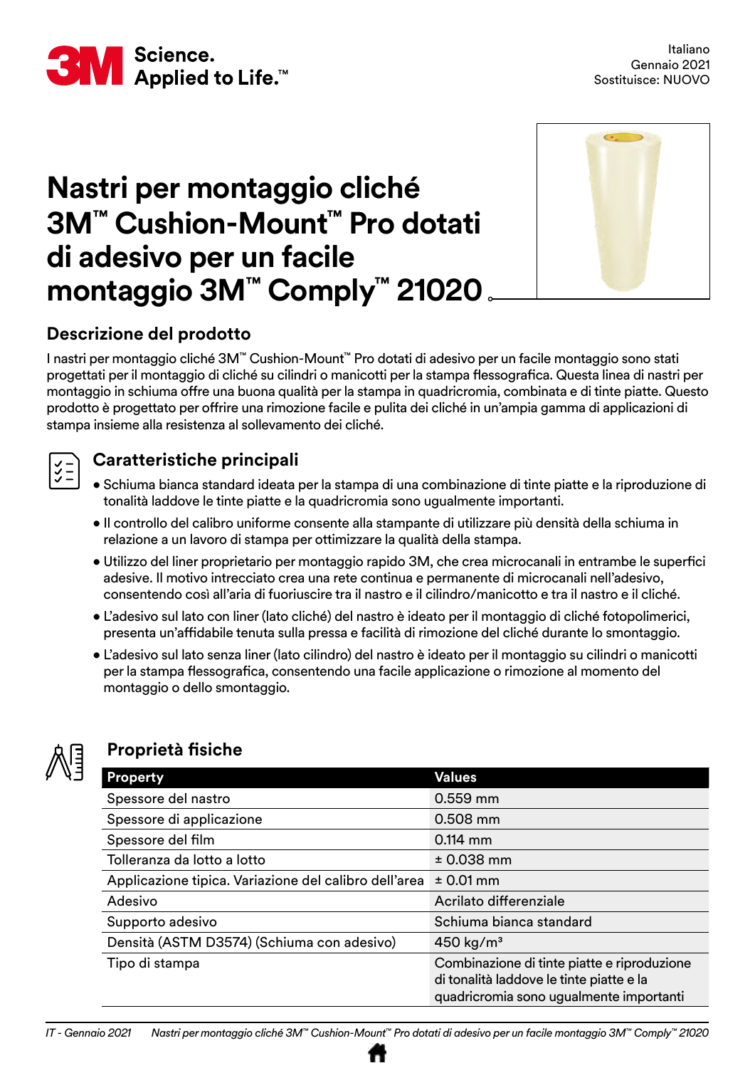Italiano
Gennaio 2021
Sostituisce: NUOVO

# Nastri per montaggio cliché 3M™ Cushion-Mount™ Pro dotati di adesivo per un facile montaggio 3M™ Comply™ 21020

## Descrizione del prodotto

I nastri per montaggio cliché 3M™ Cushion-Mount™ Pro dotati di adesivo per un facile montaggio sono stati progettati per il montaggio di cliché su cilindri o manicotti per la stampa flessografica. Questa linea di nastri per montaggio in schiuma offre una buona qualità per la stampa in quadricromia, combinata e di tinte piatte. Questo prodotto è progettato per offrire una rimozione facile e pulita dei cliché in un'ampia gamma di applicazioni di stampa insieme alla resistenza al sollevamento dei cliché.

## Caratteristiche principali

- Schiuma bianca standard ideata per la stampa di una combinazione di tinte piatte e la riproduzione di tonalità laddove le tinte piatte e la quadricromia sono ugualmente importanti.
- Il controllo del calibro uniforme consente alla stampante di utilizzare più densità della schiuma in relazione a un lavoro di stampa per ottimizzare la qualità della stampa.
- Utilizzo del liner proprietario per montaggio rapido 3M, che crea microcanali in entrambe le superfici adesive. Il motivo intrecciato crea una rete continua e permanente di microcanali nell'adesivo, consentendo così all'aria di fuoriuscire tra il nastro e il cilindro/manicotto e tra il nastro e il cliché.
- L'adesivo sul lato con liner (lato cliché) del nastro è ideato per il montaggio di cliché fotopolimerici, presenta un'affidabile tenuta sulla pressa e facilità di rimozione del cliché durante lo smontaggio.
- L'adesivo sul lato senza liner (lato cilindro) del nastro è ideato per il montaggio su cilindri o manicotti per la stampa flessografica, consentendo una facile applicazione o rimozione al momento del montaggio o dello smontaggio.

## Proprietà fisiche

| Property | Values |
|---|---|
| Spessore del nastro | 0.559 mm |
| Spessore di applicazione | 0.508 mm |
| Spessore del film | 0.114 mm |
| Tolleranza da lotto a lotto | ± 0.038 mm |
| Applicazione tipica. Variazione del calibro dell'area | ± 0.01 mm |
| Adesivo | Acrilato differenziale |
| Supporto adesivo | Schiuma bianca standard |
| Densità (ASTM D3574) (Schiuma con adesivo) | 450 kg/m³ |
| Tipo di stampa | Combinazione di tinte piatte e riproduzione di tonalità laddove le tinte piatte e la quadricromia sono ugualmente importanti |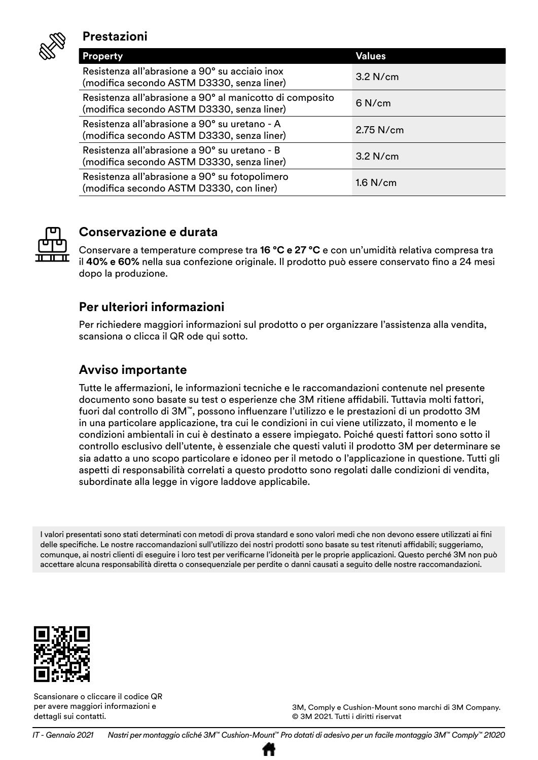## Prestazioni

| Property | Values |
|---|---|
| Resistenza all'abrasione a 90° su acciaio inox (modifica secondo ASTM D3330, senza liner) | 3.2 N/cm |
| Resistenza all'abrasione a 90° al manicotto di composito (modifica secondo ASTM D3330, senza liner) | 6 N/cm |
| Resistenza all'abrasione a 90° su uretano - A (modifica secondo ASTM D3330, senza liner) | 2.75 N/cm |
| Resistenza all'abrasione a 90° su uretano - B (modifica secondo ASTM D3330, senza liner) | 3.2 N/cm |
| Resistenza all'abrasione a 90° su fotopolimero (modifica secondo ASTM D3330, con liner) | 1.6 N/cm |

## Conservazione e durata

Conservare a temperature comprese tra **16 °C e 27 °C** e con un'umidità relativa compresa tra il **40% e 60%** nella sua confezione originale. Il prodotto può essere conservato fino a 24 mesi dopo la produzione.

## Per ulteriori informazioni

Per richiedere maggiori informazioni sul prodotto o per organizzare l'assistenza alla vendita, scansiona o clicca il QR ode qui sotto.

## Avviso importante

Tutte le affermazioni, le informazioni tecniche e le raccomandazioni contenute nel presente documento sono basate su test o esperienze che 3M ritiene affidabili. Tuttavia molti fattori, fuori dal controllo di 3M™, possono influenzare l'utilizzo e le prestazioni di un prodotto 3M in una particolare applicazione, tra cui le condizioni in cui viene utilizzato, il momento e le condizioni ambientali in cui è destinato a essere impiegato. Poiché questi fattori sono sotto il controllo esclusivo dell'utente, è essenziale che questi valuti il prodotto 3M per determinare se sia adatto a uno scopo particolare e idoneo per il metodo o l'applicazione in questione. Tutti gli aspetti di responsabilità correlati a questo prodotto sono regolati dalle condizioni di vendita, subordinate alla legge in vigore laddove applicabile.

I valori presentati sono stati determinati con metodi di prova standard e sono valori medi che non devono essere utilizzati ai fini delle specifiche. Le nostre raccomandazioni sull'utilizzo dei nostri prodotti sono basate su test ritenuti affidabili; suggeriamo, comunque, ai nostri clienti di eseguire i loro test per verificarne l'idoneità per le proprie applicazioni. Questo perché 3M non può accettare alcuna responsabilità diretta o consequenziale per perdite o danni causati a seguito delle nostre raccomandazioni.

Scansionare o cliccare il codice QR per avere maggiori informazioni e dettagli sui contatti.

3M, Comply e Cushion-Mount sono marchi di 3M Company.
© 3M 2021. Tutti i diritti riservat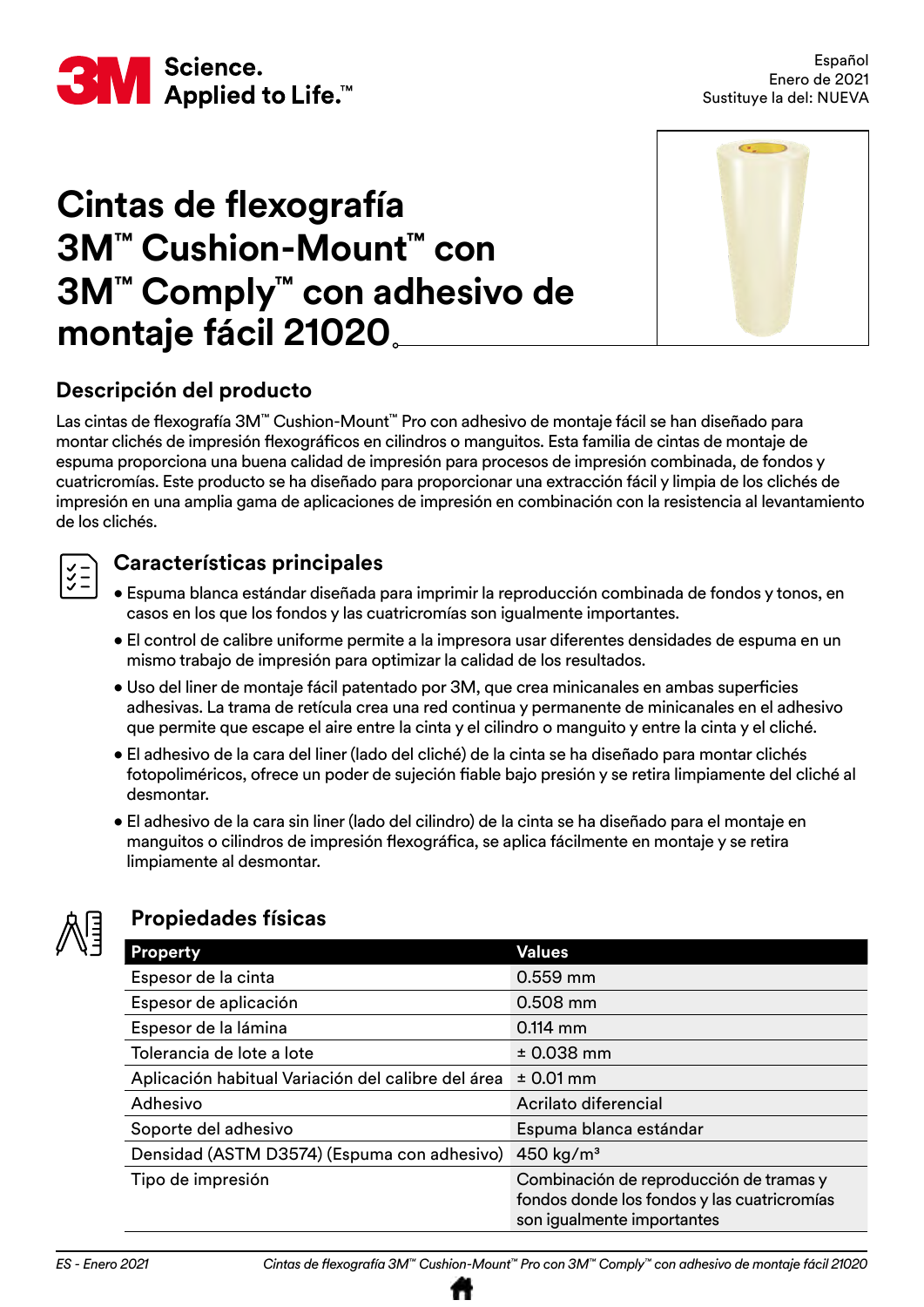Español
Enero de 2021
Sustituye la del: NUEVA

# Cintas de flexografía 3M™ Cushion-Mount™ con 3M™ Comply™ con adhesivo de montaje fácil 21020

## Descripción del producto

Las cintas de flexografía 3M™ Cushion-Mount™ Pro con adhesivo de montaje fácil se han diseñado para montar clichés de impresión flexográficos en cilindros o manguitos. Esta familia de cintas de montaje de espuma proporciona una buena calidad de impresión para procesos de impresión combinada, de fondos y cuatricromías. Este producto se ha diseñado para proporcionar una extracción fácil y limpia de los clichés de impresión en una amplia gama de aplicaciones de impresión en combinación con la resistencia al levantamiento de los clichés.

## Características principales

- Espuma blanca estándar diseñada para imprimir la reproducción combinada de fondos y tonos, en casos en los que los fondos y las cuatricromías son igualmente importantes.
- El control de calibre uniforme permite a la impresora usar diferentes densidades de espuma en un mismo trabajo de impresión para optimizar la calidad de los resultados.
- Uso del liner de montaje fácil patentado por 3M, que crea minicanales en ambas superficies adhesivas. La trama de retícula crea una red continua y permanente de minicanales en el adhesivo que permite que escape el aire entre la cinta y el cilindro o manguito y entre la cinta y el cliché.
- El adhesivo de la cara del liner (lado del cliché) de la cinta se ha diseñado para montar clichés fotopoliméricos, ofrece un poder de sujeción fiable bajo presión y se retira limpiamente del cliché al desmontar.
- El adhesivo de la cara sin liner (lado del cilindro) de la cinta se ha diseñado para el montaje en manguitos o cilindros de impresión flexográfica, se aplica fácilmente en montaje y se retira limpiamente al desmontar.

## Propiedades físicas

| Property | Values |
| --- | --- |
| Espesor de la cinta | 0.559 mm |
| Espesor de aplicación | 0.508 mm |
| Espesor de la lámina | 0.114 mm |
| Tolerancia de lote a lote | ± 0.038 mm |
| Aplicación habitual Variación del calibre del área | ± 0.01 mm |
| Adhesivo | Acrilato diferencial |
| Soporte del adhesivo | Espuma blanca estándar |
| Densidad (ASTM D3574) (Espuma con adhesivo) | 450 kg/m³ |
| Tipo de impresión | Combinación de reproducción de tramas y fondos donde los fondos y las cuatricromías son igualmente importantes |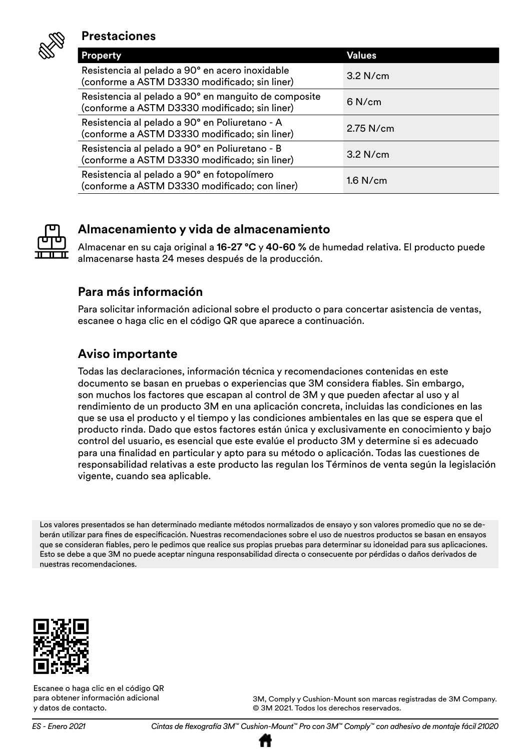## Prestaciones

| Property | Values |
|---|---|
| Resistencia al pelado a 90° en acero inoxidable (conforme a ASTM D3330 modificado; sin liner) | 3.2 N/cm |
| Resistencia al pelado a 90° en manguito de composite (conforme a ASTM D3330 modificado; sin liner) | 6 N/cm |
| Resistencia al pelado a 90° en Poliuretano - A (conforme a ASTM D3330 modificado; sin liner) | 2.75 N/cm |
| Resistencia al pelado a 90° en Poliuretano - B (conforme a ASTM D3330 modificado; sin liner) | 3.2 N/cm |
| Resistencia al pelado a 90° en fotopolímero (conforme a ASTM D3330 modificado; con liner) | 1.6 N/cm |

## Almacenamiento y vida de almacenamiento

Almacenar en su caja original a **16-27 °C** y **40-60 %** de humedad relativa. El producto puede almacenarse hasta 24 meses después de la producción.

## Para más información

Para solicitar información adicional sobre el producto o para concertar asistencia de ventas, escanee o haga clic en el código QR que aparece a continuación.

## Aviso importante

Todas las declaraciones, información técnica y recomendaciones contenidas en este documento se basan en pruebas o experiencias que 3M considera fiables. Sin embargo, son muchos los factores que escapan al control de 3M y que pueden afectar al uso y al rendimiento de un producto 3M en una aplicación concreta, incluidas las condiciones en las que se usa el producto y el tiempo y las condiciones ambientales en las que se espera que el producto rinda. Dado que estos factores están única y exclusivamente en conocimiento y bajo control del usuario, es esencial que este evalúe el producto 3M y determine si es adecuado para una finalidad en particular y apto para su método o aplicación. Todas las cuestiones de responsabilidad relativas a este producto las regulan los Términos de venta según la legislación vigente, cuando sea aplicable.

Los valores presentados se han determinado mediante métodos normalizados de ensayo y son valores promedio que no se deberán utilizar para fines de especificación. Nuestras recomendaciones sobre el uso de nuestros productos se basan en ensayos que se consideran fiables, pero le pedimos que realice sus propias pruebas para determinar su idoneidad para sus aplicaciones. Esto se debe a que 3M no puede aceptar ninguna responsabilidad directa o consecuente por pérdidas o daños derivados de nuestras recomendaciones.

Escanee o haga clic en el código QR para obtener información adicional y datos de contacto.

3M, Comply y Cushion-Mount son marcas registradas de 3M Company. © 3M 2021. Todos los derechos reservados.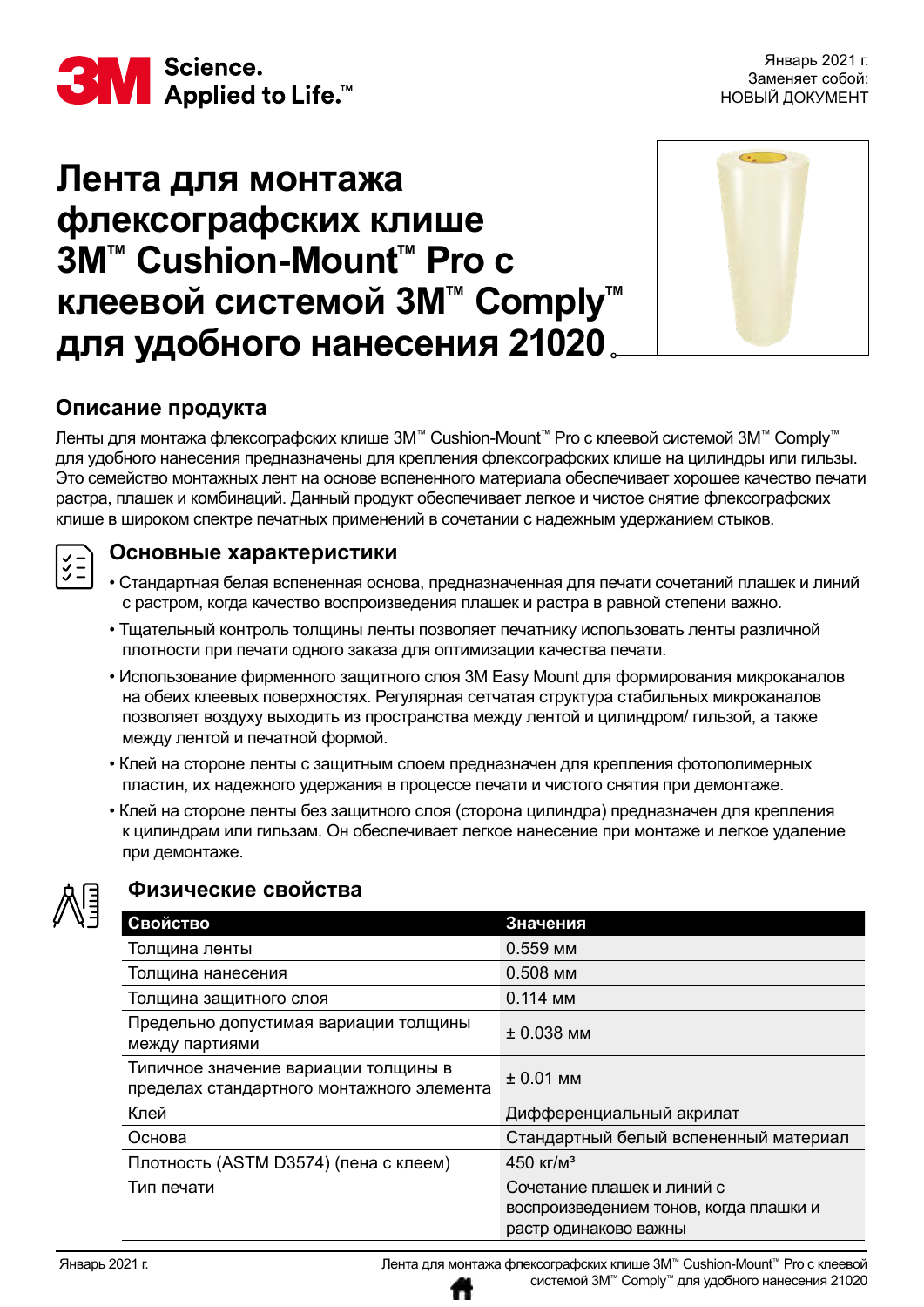Январь 2021 г.
Заменяет собой:
НОВЫЙ ДОКУМЕНТ

# Лента для монтажа флексографских клише 3M™ Cushion-Mount™ Pro с клеевой системой 3M™ Comply™ для удобного нанесения 21020

## Описание продукта

Ленты для монтажа флексографских клише 3M™ Cushion-Mount™ Pro с клеевой системой 3M™ Comply™ для удобного нанесения предназначены для крепления флексографских клише на цилиндры или гильзы. Это семейство монтажных лент на основе вспененного материала обеспечивает хорошее качество печати растра, плашек и комбинаций. Данный продукт обеспечивает легкое и чистое снятие флексографских клише в широком спектре печатных применений в сочетании с надежным удержанием стыков.

## Основные характеристики

- Стандартная белая вспененная основа, предназначенная для печати сочетаний плашек и линий с растром, когда качество воспроизведения плашек и растра в равной степени важно.
- Тщательный контроль толщины ленты позволяет печатнику использовать ленты различной плотности при печати одного заказа для оптимизации качества печати.
- Использование фирменного защитного слоя 3M Easy Mount для формирования микроканалов на обеих клеевых поверхностях. Регулярная сетчатая структура стабильных микроканалов позволяет воздуху выходить из пространства между лентой и цилиндром/ гильзой, а также между лентой и печатной формой.
- Клей на стороне ленты с защитным слоем предназначен для крепления фотополимерных пластин, их надежного удержания в процессе печати и чистого снятия при демонтаже.
- Клей на стороне ленты без защитного слоя (сторона цилиндра) предназначен для крепления к цилиндрам или гильзам. Он обеспечивает легкое нанесение при монтаже и легкое удаление при демонтаже.

## Физические свойства

| Свойство | Значения |
|---|---|
| Толщина ленты | 0.559 мм |
| Толщина нанесения | 0.508 мм |
| Толщина защитного слоя | 0.114 мм |
| Предельно допустимая вариации толщины между партиями | ± 0.038 мм |
| Типичное значение вариации толщины в пределах стандартного монтажного элемента | ± 0.01 мм |
| Клей | Дифференциальный акрилат |
| Основа | Стандартный белый вспененный материал |
| Плотность (ASTM D3574) (пена с клеем) | 450 кг/м³ |
| Тип печати | Сочетание плашек и линий с воспроизведением тонов, когда плашки и растр одинаково важны |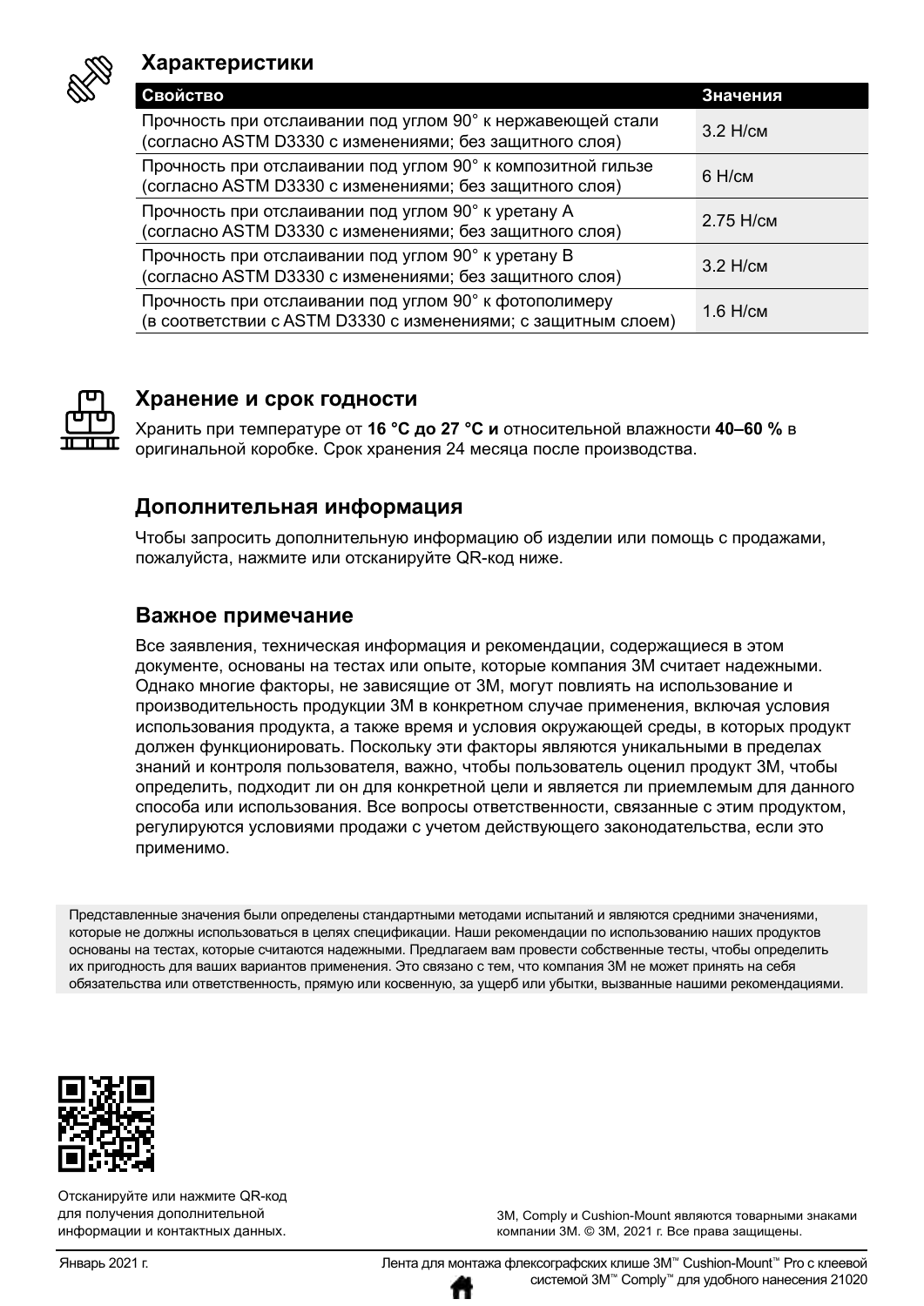## Характеристики

| Свойство | Значения |
|---|---|
| Прочность при отслаивании под углом 90° к нержавеющей стали (согласно ASTM D3330 с изменениями; без защитного слоя) | 3.2 Н/см |
| Прочность при отслаивании под углом 90° к композитной гильзе (согласно ASTM D3330 с изменениями; без защитного слоя) | 6 Н/см |
| Прочность при отслаивании под углом 90° к уретану A (согласно ASTM D3330 с изменениями; без защитного слоя) | 2.75 Н/см |
| Прочность при отслаивании под углом 90° к уретану B (согласно ASTM D3330 с изменениями; без защитного слоя) | 3.2 Н/см |
| Прочность при отслаивании под углом 90° к фотополимеру (в соответствии с ASTM D3330 с изменениями; с защитным слоем) | 1.6 Н/см |

## Хранение и срок годности

Хранить при температуре от **16 °C до 27 °C и** относительной влажности **40–60 %** в оригинальной коробке. Срок хранения 24 месяца после производства.

## Дополнительная информация

Чтобы запросить дополнительную информацию об изделии или помощь с продажами, пожалуйста, нажмите или отсканируйте QR-код ниже.

## Важное примечание

Все заявления, техническая информация и рекомендации, содержащиеся в этом документе, основаны на тестах или опыте, которые компания 3M считает надежными. Однако многие факторы, не зависящие от 3M, могут повлиять на использование и производительность продукции 3M в конкретном случае применения, включая условия использования продукта, а также время и условия окружающей среды, в которых продукт должен функционировать. Поскольку эти факторы являются уникальными в пределах знаний и контроля пользователя, важно, чтобы пользователь оценил продукт 3M, чтобы определить, подходит ли он для конкретной цели и является ли приемлемым для данного способа или использования. Все вопросы ответственности, связанные с этим продуктом, регулируются условиями продажи с учетом действующего законодательства, если это применимо.

Представленные значения были определены стандартными методами испытаний и являются средними значениями, которые не должны использоваться в целях спецификации. Наши рекомендации по использованию наших продуктов основаны на тестах, которые считаются надежными. Предлагаем вам провести собственные тесты, чтобы определить их пригодность для ваших вариантов применения. Это связано с тем, что компания 3M не может принять на себя обязательства или ответственность, прямую или косвенную, за ущерб или убытки, вызванные нашими рекомендациями.

Отсканируйте или нажмите QR-код для получения дополнительной информации и контактных данных.

3M, Comply и Cushion-Mount являются товарными знаками компании 3M. © 3M, 2021 г. Все права защищены.

Январь 2021 г.

Лента для монтажа флексографских клише 3M™ Cushion-Mount™ Pro с клеевой системой 3M™ Comply™ для удобного нанесения 21020